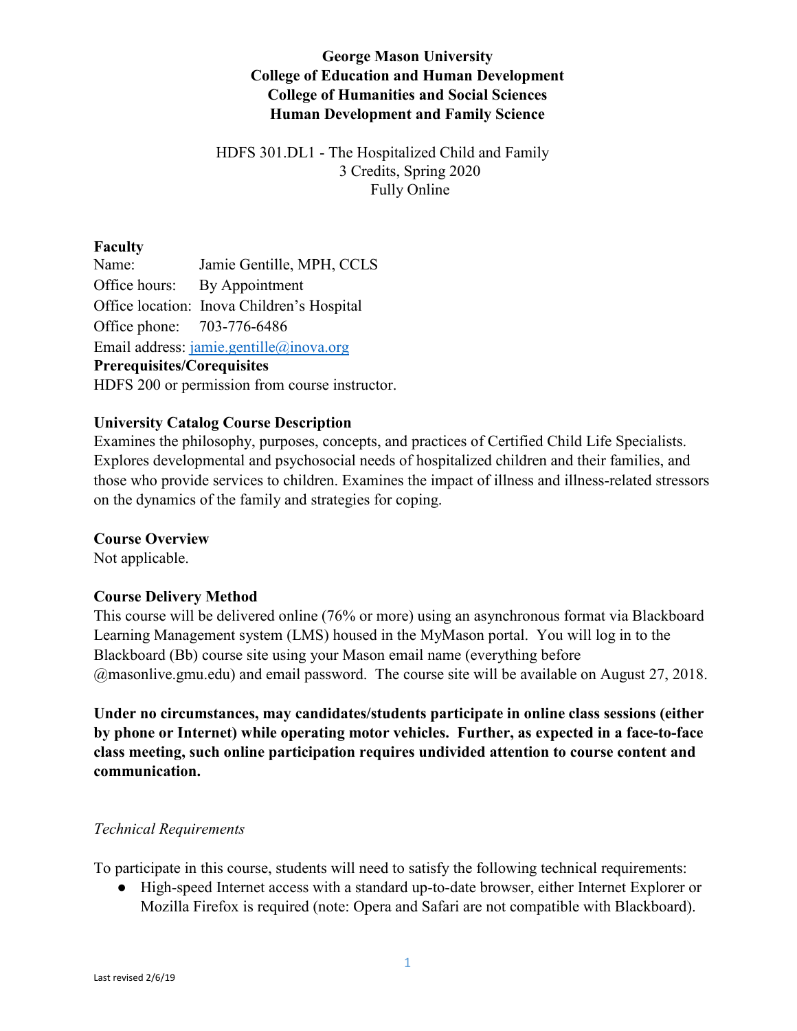**George Mason University**
**College of Education and Human Development**
**College of Humanities and Social Sciences**
**Human Development and Family Science**

HDFS 301.DL1 - The Hospitalized Child and Family
3 Credits, Spring 2020
Fully Online

**Faculty**
Name: Jamie Gentille, MPH, CCLS
Office hours: By Appointment
Office location: Inova Children's Hospital
Office phone: 703-776-6486
Email address: [jamie.gentille@inova.org](mailto:jamie.gentille@inova.org)

**Prerequisites/Corequisites**
HDFS 200 or permission from course instructor.

**University Catalog Course Description**
Examines the philosophy, purposes, concepts, and practices of Certified Child Life Specialists. Explores developmental and psychosocial needs of hospitalized children and their families, and those who provide services to children. Examines the impact of illness and illness-related stressors on the dynamics of the family and strategies for coping.

**Course Overview**
Not applicable.

**Course Delivery Method**
This course will be delivered online (76% or more) using an asynchronous format via Blackboard Learning Management system (LMS) housed in the MyMason portal. You will log in to the Blackboard (Bb) course site using your Mason email name (everything before @masonlive.gmu.edu) and email password. The course site will be available on August 27, 2018.

**Under no circumstances, may candidates/students participate in online class sessions (either by phone or Internet) while operating motor vehicles. Further, as expected in a face-to-face class meeting, such online participation requires undivided attention to course content and communication.**

*Technical Requirements*

To participate in this course, students will need to satisfy the following technical requirements:

- High-speed Internet access with a standard up-to-date browser, either Internet Explorer or Mozilla Firefox is required (note: Opera and Safari are not compatible with Blackboard).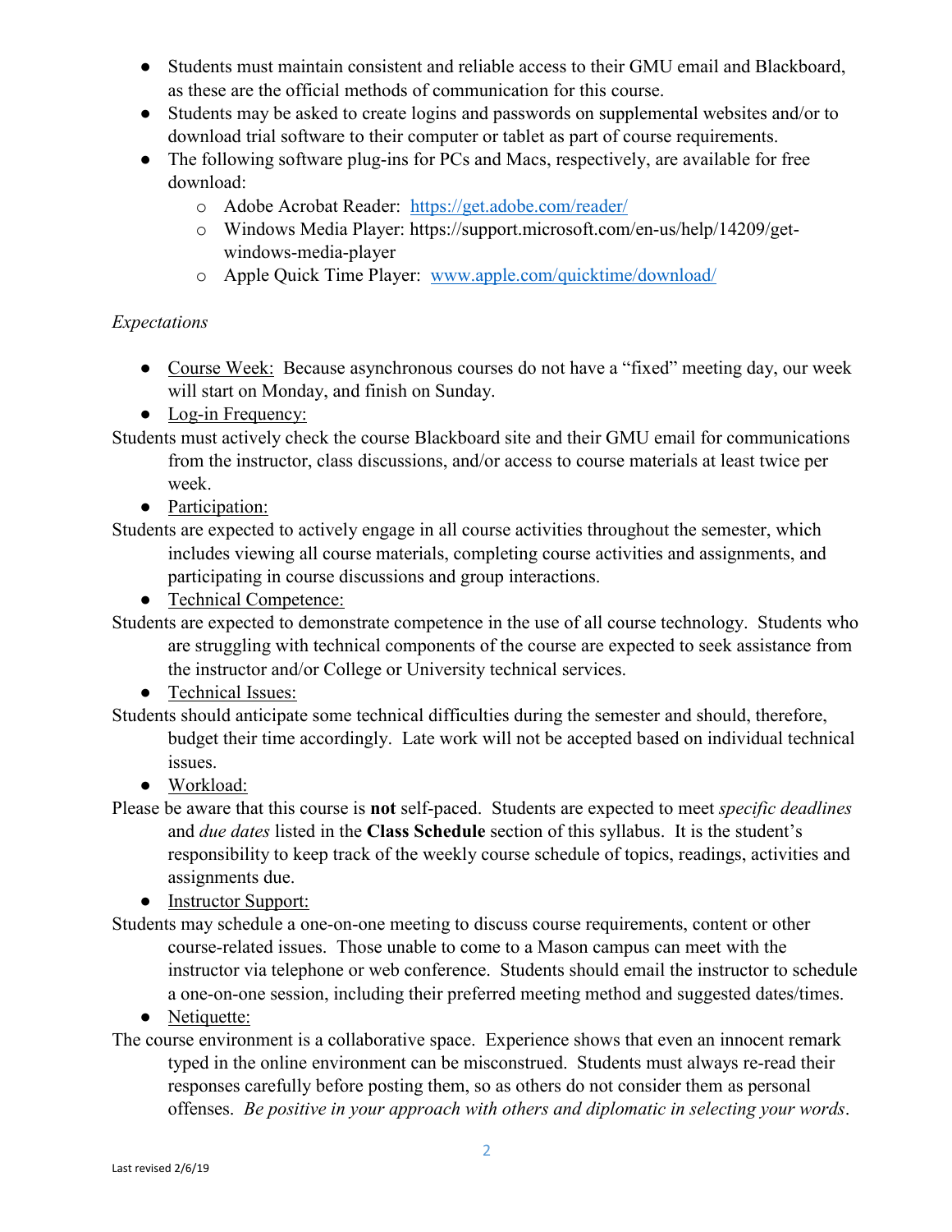- Students must maintain consistent and reliable access to their GMU email and Blackboard, as these are the official methods of communication for this course.
- Students may be asked to create logins and passwords on supplemental websites and/or to download trial software to their computer or tablet as part of course requirements.
- The following software plug-ins for PCs and Macs, respectively, are available for free download:
  - Adobe Acrobat Reader: https://get.adobe.com/reader/
  - Windows Media Player: https://support.microsoft.com/en-us/help/14209/get-windows-media-player
  - Apple Quick Time Player: www.apple.com/quicktime/download/

*Expectations*

- Course Week: Because asynchronous courses do not have a "fixed" meeting day, our week will start on Monday, and finish on Sunday.
- Log-in Frequency:

Students must actively check the course Blackboard site and their GMU email for communications from the instructor, class discussions, and/or access to course materials at least twice per week.

- Participation:

Students are expected to actively engage in all course activities throughout the semester, which includes viewing all course materials, completing course activities and assignments, and participating in course discussions and group interactions.

- Technical Competence:

Students are expected to demonstrate competence in the use of all course technology. Students who are struggling with technical components of the course are expected to seek assistance from the instructor and/or College or University technical services.

- Technical Issues:

Students should anticipate some technical difficulties during the semester and should, therefore, budget their time accordingly. Late work will not be accepted based on individual technical issues.

- Workload:

Please be aware that this course is **not** self-paced. Students are expected to meet *specific deadlines* and *due dates* listed in the **Class Schedule** section of this syllabus. It is the student's responsibility to keep track of the weekly course schedule of topics, readings, activities and assignments due.

- Instructor Support:

Students may schedule a one-on-one meeting to discuss course requirements, content or other course-related issues. Those unable to come to a Mason campus can meet with the instructor via telephone or web conference. Students should email the instructor to schedule a one-on-one session, including their preferred meeting method and suggested dates/times.

- Netiquette:

The course environment is a collaborative space. Experience shows that even an innocent remark typed in the online environment can be misconstrued. Students must always re-read their responses carefully before posting them, so as others do not consider them as personal offenses. *Be positive in your approach with others and diplomatic in selecting your words*.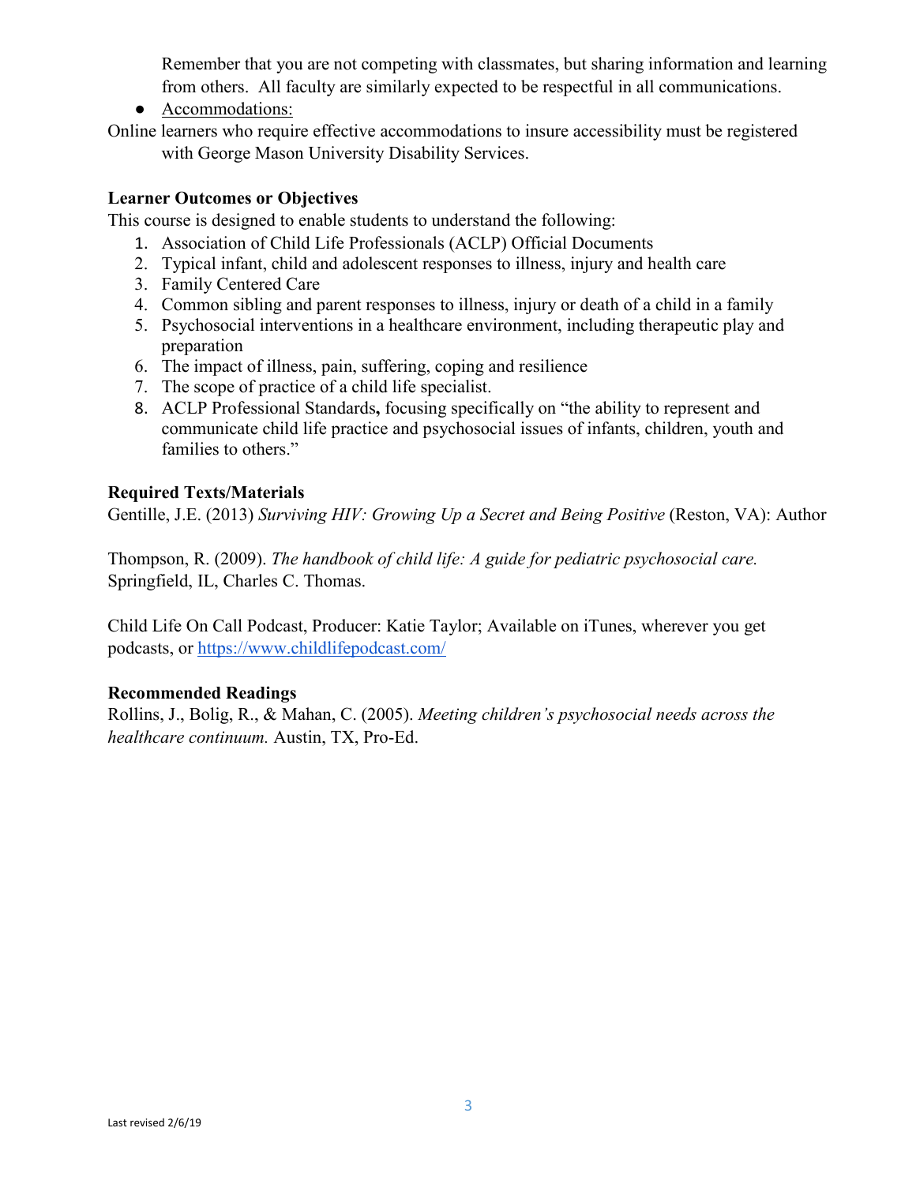Remember that you are not competing with classmates, but sharing information and learning from others. All faculty are similarly expected to be respectful in all communications.

- Accommodations:

Online learners who require effective accommodations to insure accessibility must be registered with George Mason University Disability Services.

**Learner Outcomes or Objectives**

This course is designed to enable students to understand the following:

1. Association of Child Life Professionals (ACLP) Official Documents
2. Typical infant, child and adolescent responses to illness, injury and health care
3. Family Centered Care
4. Common sibling and parent responses to illness, injury or death of a child in a family
5. Psychosocial interventions in a healthcare environment, including therapeutic play and preparation
6. The impact of illness, pain, suffering, coping and resilience
7. The scope of practice of a child life specialist.
8. ACLP Professional Standards**,** focusing specifically on "the ability to represent and communicate child life practice and psychosocial issues of infants, children, youth and families to others."

**Required Texts/Materials**

Gentille, J.E. (2013) *Surviving HIV: Growing Up a Secret and Being Positive* (Reston, VA): Author

Thompson, R. (2009). *The handbook of child life: A guide for pediatric psychosocial care.* Springfield, IL, Charles C. Thomas.

Child Life On Call Podcast, Producer: Katie Taylor; Available on iTunes, wherever you get podcasts, or https://www.childlifepodcast.com/

**Recommended Readings**

Rollins, J., Bolig, R., & Mahan, C. (2005). *Meeting children's psychosocial needs across the healthcare continuum.* Austin, TX, Pro-Ed.

Last revised 2/6/19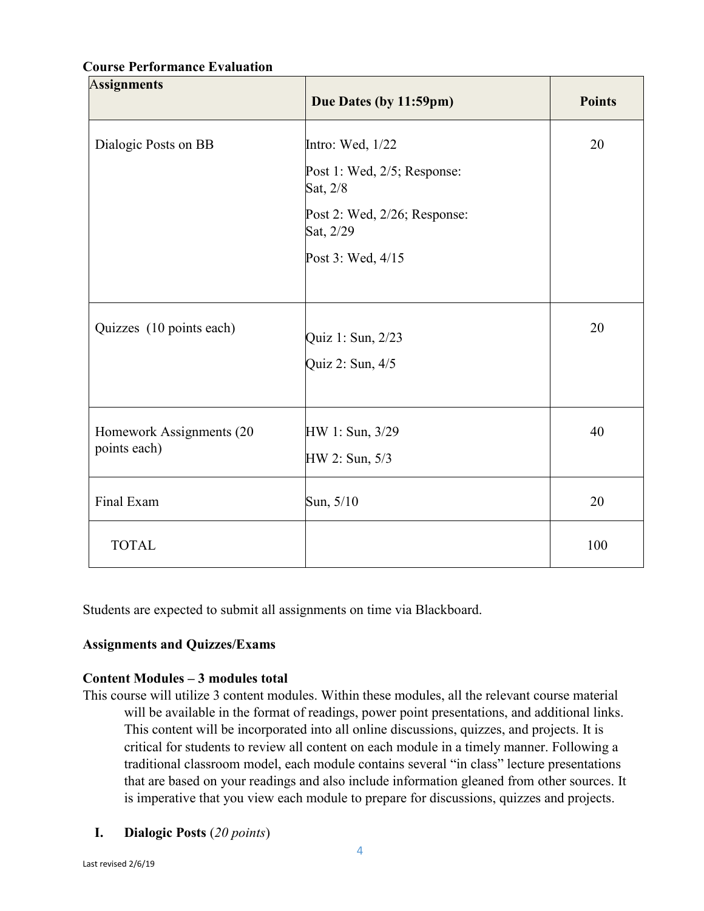**Course Performance Evaluation**

| Assignments | Due Dates (by 11:59pm) | Points |
|---|---|---|
| Dialogic Posts on BB | Intro: Wed, 1/22<br>Post 1: Wed, 2/5; Response: Sat, 2/8<br>Post 2: Wed, 2/26; Response: Sat, 2/29<br>Post 3: Wed, 4/15 | 20 |
| Quizzes (10 points each) | Quiz 1: Sun, 2/23<br>Quiz 2: Sun, 4/5 | 20 |
| Homework Assignments (20 points each) | HW 1: Sun, 3/29<br>HW 2: Sun, 5/3 | 40 |
| Final Exam | Sun, 5/10 | 20 |
| TOTAL | | 100 |

Students are expected to submit all assignments on time via Blackboard.

**Assignments and Quizzes/Exams**

**Content Modules – 3 modules total**

This course will utilize 3 content modules. Within these modules, all the relevant course material will be available in the format of readings, power point presentations, and additional links. This content will be incorporated into all online discussions, quizzes, and projects. It is critical for students to review all content on each module in a timely manner. Following a traditional classroom model, each module contains several "in class" lecture presentations that are based on your readings and also include information gleaned from other sources. It is imperative that you view each module to prepare for discussions, quizzes and projects.

**I. Dialogic Posts** (*20 points*)

Last revised 2/6/19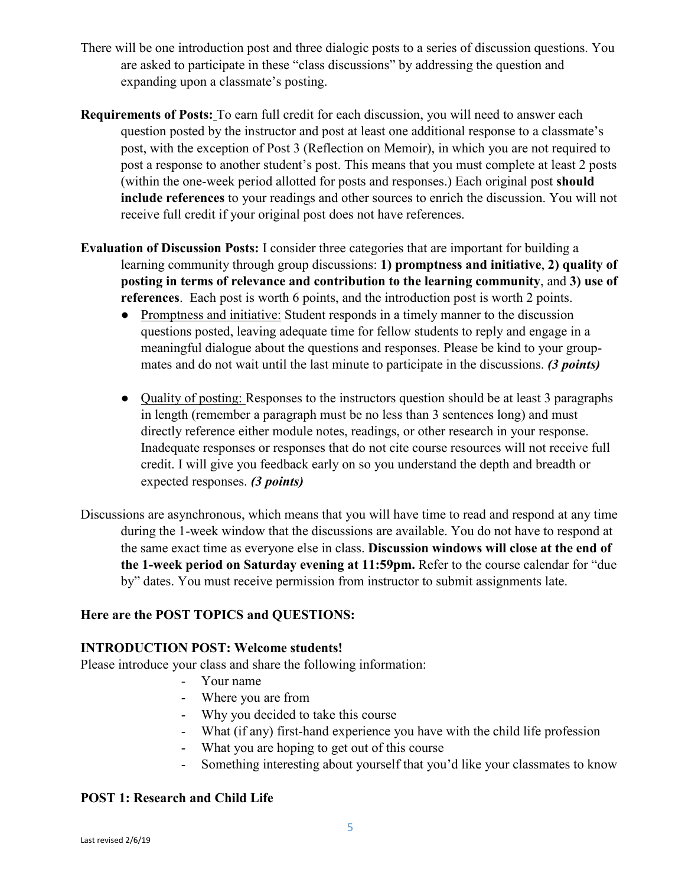There will be one introduction post and three dialogic posts to a series of discussion questions. You are asked to participate in these "class discussions" by addressing the question and expanding upon a classmate's posting.

**Requirements of Posts:** To earn full credit for each discussion, you will need to answer each question posted by the instructor and post at least one additional response to a classmate's post, with the exception of Post 3 (Reflection on Memoir), in which you are not required to post a response to another student's post. This means that you must complete at least 2 posts (within the one-week period allotted for posts and responses.) Each original post **should include references** to your readings and other sources to enrich the discussion. You will not receive full credit if your original post does not have references.

**Evaluation of Discussion Posts:** I consider three categories that are important for building a learning community through group discussions: **1) promptness and initiative**, **2) quality of posting in terms of relevance and contribution to the learning community**, and **3) use of references**. Each post is worth 6 points, and the introduction post is worth 2 points.

- <u>Promptness and initiative:</u> Student responds in a timely manner to the discussion questions posted, leaving adequate time for fellow students to reply and engage in a meaningful dialogue about the questions and responses. Please be kind to your group-mates and do not wait until the last minute to participate in the discussions. ***(3 points)***

- <u>Quality of posting:</u> Responses to the instructors question should be at least 3 paragraphs in length (remember a paragraph must be no less than 3 sentences long) and must directly reference either module notes, readings, or other research in your response. Inadequate responses or responses that do not cite course resources will not receive full credit. I will give you feedback early on so you understand the depth and breadth or expected responses. ***(3 points)***

Discussions are asynchronous, which means that you will have time to read and respond at any time during the 1-week window that the discussions are available. You do not have to respond at the same exact time as everyone else in class. **Discussion windows will close at the end of the 1-week period on Saturday evening at 11:59pm.** Refer to the course calendar for "due by" dates. You must receive permission from instructor to submit assignments late.

**Here are the POST TOPICS and QUESTIONS:**

**INTRODUCTION POST: Welcome students!**

Please introduce your class and share the following information:

- Your name
- Where you are from
- Why you decided to take this course
- What (if any) first-hand experience you have with the child life profession
- What you are hoping to get out of this course
- Something interesting about yourself that you'd like your classmates to know

**POST 1: Research and Child Life**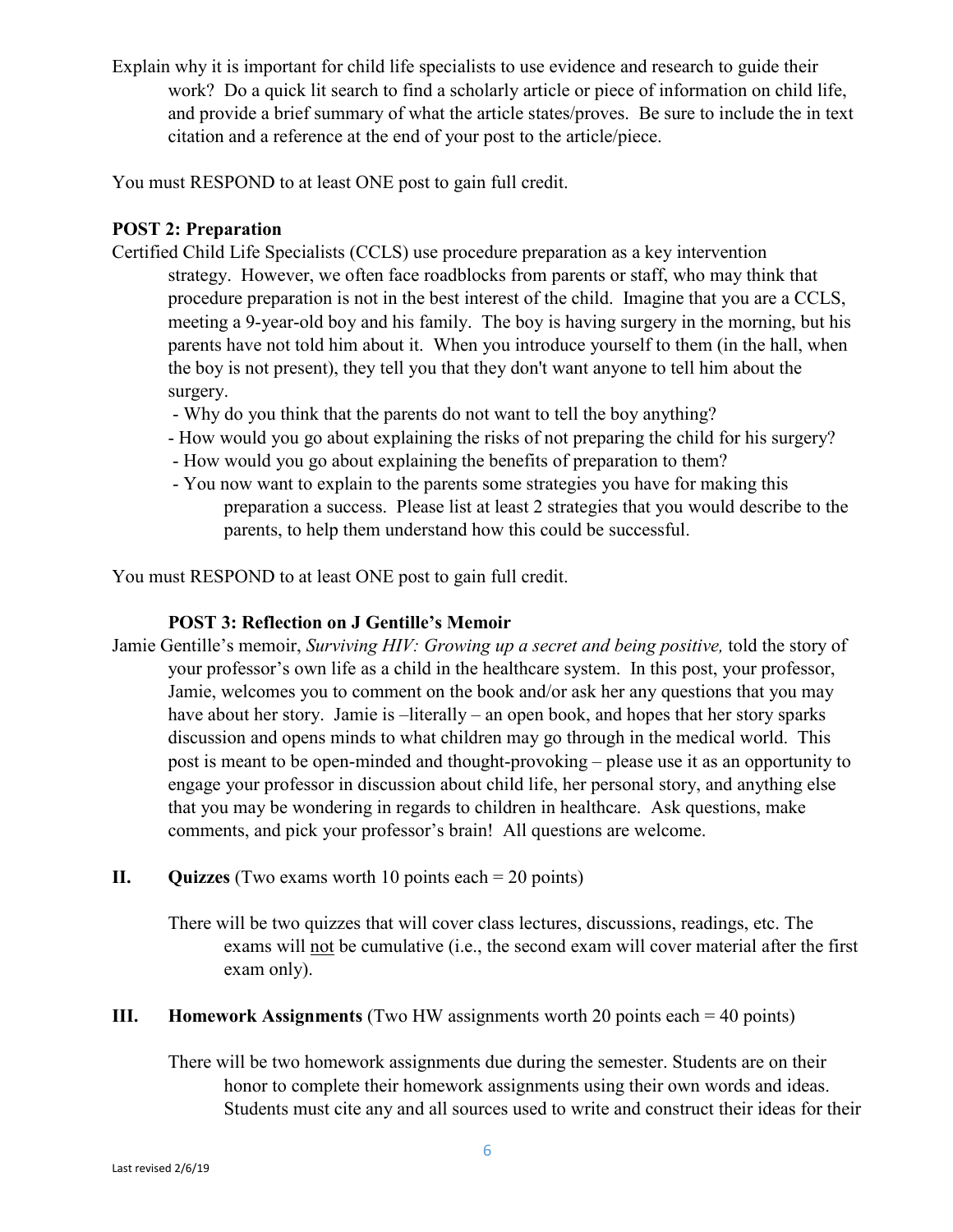Explain why it is important for child life specialists to use evidence and research to guide their work? Do a quick lit search to find a scholarly article or piece of information on child life, and provide a brief summary of what the article states/proves. Be sure to include the in text citation and a reference at the end of your post to the article/piece.

You must RESPOND to at least ONE post to gain full credit.

**POST 2: Preparation**

Certified Child Life Specialists (CCLS) use procedure preparation as a key intervention strategy. However, we often face roadblocks from parents or staff, who may think that procedure preparation is not in the best interest of the child. Imagine that you are a CCLS, meeting a 9-year-old boy and his family. The boy is having surgery in the morning, but his parents have not told him about it. When you introduce yourself to them (in the hall, when the boy is not present), they tell you that they don't want anyone to tell him about the surgery.

- Why do you think that the parents do not want to tell the boy anything?
- How would you go about explaining the risks of not preparing the child for his surgery?
- How would you go about explaining the benefits of preparation to them?
- You now want to explain to the parents some strategies you have for making this preparation a success. Please list at least 2 strategies that you would describe to the parents, to help them understand how this could be successful.

You must RESPOND to at least ONE post to gain full credit.

**POST 3: Reflection on J Gentille's Memoir**

Jamie Gentille's memoir, *Surviving HIV: Growing up a secret and being positive,* told the story of your professor's own life as a child in the healthcare system. In this post, your professor, Jamie, welcomes you to comment on the book and/or ask her any questions that you may have about her story. Jamie is –literally – an open book, and hopes that her story sparks discussion and opens minds to what children may go through in the medical world. This post is meant to be open-minded and thought-provoking – please use it as an opportunity to engage your professor in discussion about child life, her personal story, and anything else that you may be wondering in regards to children in healthcare. Ask questions, make comments, and pick your professor's brain! All questions are welcome.

**II. Quizzes** (Two exams worth 10 points each = 20 points)

There will be two quizzes that will cover class lectures, discussions, readings, etc. The exams will <u>not</u> be cumulative (i.e., the second exam will cover material after the first exam only).

**III. Homework Assignments** (Two HW assignments worth 20 points each = 40 points)

There will be two homework assignments due during the semester. Students are on their honor to complete their homework assignments using their own words and ideas. Students must cite any and all sources used to write and construct their ideas for their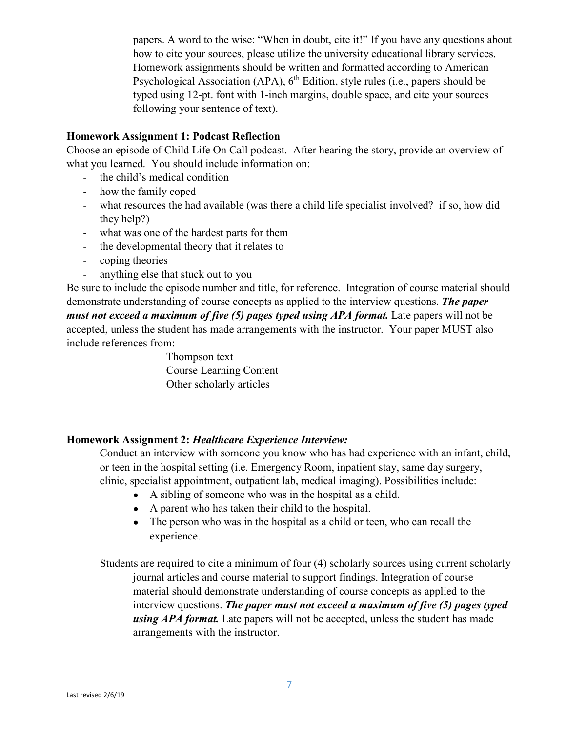papers. A word to the wise: "When in doubt, cite it!" If you have any questions about how to cite your sources, please utilize the university educational library services. Homework assignments should be written and formatted according to American Psychological Association (APA), 6th Edition, style rules (i.e., papers should be typed using 12-pt. font with 1-inch margins, double space, and cite your sources following your sentence of text).

**Homework Assignment 1: Podcast Reflection**

Choose an episode of Child Life On Call podcast. After hearing the story, provide an overview of what you learned. You should include information on:

- the child's medical condition
- how the family coped
- what resources the had available (was there a child life specialist involved? if so, how did they help?)
- what was one of the hardest parts for them
- the developmental theory that it relates to
- coping theories
- anything else that stuck out to you

Be sure to include the episode number and title, for reference. Integration of course material should demonstrate understanding of course concepts as applied to the interview questions. ***The paper must not exceed a maximum of five (5) pages typed using APA format.*** Late papers will not be accepted, unless the student has made arrangements with the instructor. Your paper MUST also include references from:

Thompson text
Course Learning Content
Other scholarly articles

**Homework Assignment 2: *Healthcare Experience Interview:***

Conduct an interview with someone you know who has had experience with an infant, child, or teen in the hospital setting (i.e. Emergency Room, inpatient stay, same day surgery, clinic, specialist appointment, outpatient lab, medical imaging). Possibilities include:

- A sibling of someone who was in the hospital as a child.
- A parent who has taken their child to the hospital.
- The person who was in the hospital as a child or teen, who can recall the experience.

Students are required to cite a minimum of four (4) scholarly sources using current scholarly journal articles and course material to support findings. Integration of course material should demonstrate understanding of course concepts as applied to the interview questions. ***The paper must not exceed a maximum of five (5) pages typed using APA format.*** Late papers will not be accepted, unless the student has made arrangements with the instructor.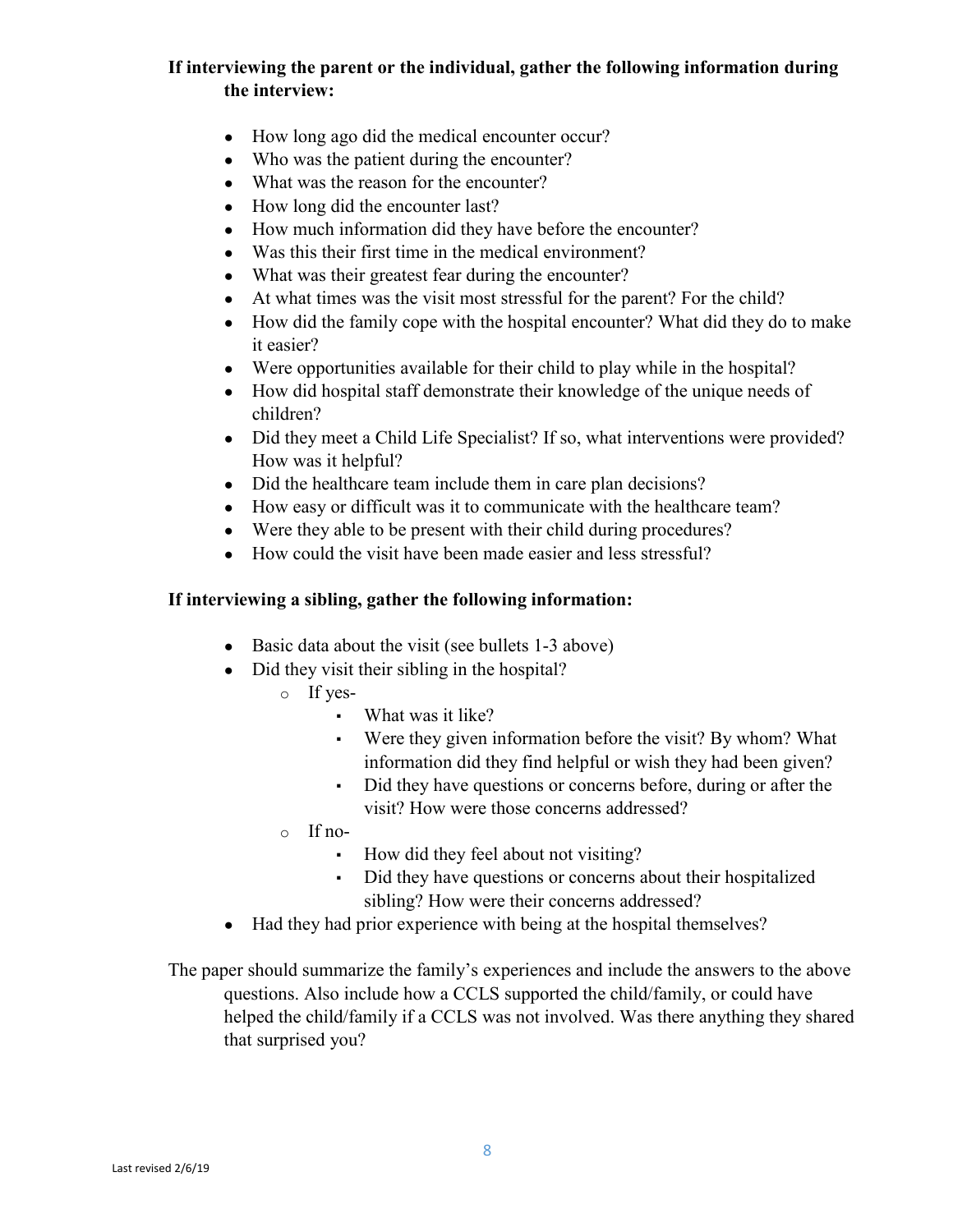**If interviewing the parent or the individual, gather the following information during the interview:**

- How long ago did the medical encounter occur?
- Who was the patient during the encounter?
- What was the reason for the encounter?
- How long did the encounter last?
- How much information did they have before the encounter?
- Was this their first time in the medical environment?
- What was their greatest fear during the encounter?
- At what times was the visit most stressful for the parent? For the child?
- How did the family cope with the hospital encounter? What did they do to make it easier?
- Were opportunities available for their child to play while in the hospital?
- How did hospital staff demonstrate their knowledge of the unique needs of children?
- Did they meet a Child Life Specialist? If so, what interventions were provided? How was it helpful?
- Did the healthcare team include them in care plan decisions?
- How easy or difficult was it to communicate with the healthcare team?
- Were they able to be present with their child during procedures?
- How could the visit have been made easier and less stressful?

**If interviewing a sibling, gather the following information:**

- Basic data about the visit (see bullets 1-3 above)
- Did they visit their sibling in the hospital?
  - If yes-
    - What was it like?
    - Were they given information before the visit? By whom? What information did they find helpful or wish they had been given?
    - Did they have questions or concerns before, during or after the visit? How were those concerns addressed?
  - If no-
    - How did they feel about not visiting?
    - Did they have questions or concerns about their hospitalized sibling? How were their concerns addressed?
- Had they had prior experience with being at the hospital themselves?

The paper should summarize the family's experiences and include the answers to the above questions. Also include how a CCLS supported the child/family, or could have helped the child/family if a CCLS was not involved. Was there anything they shared that surprised you?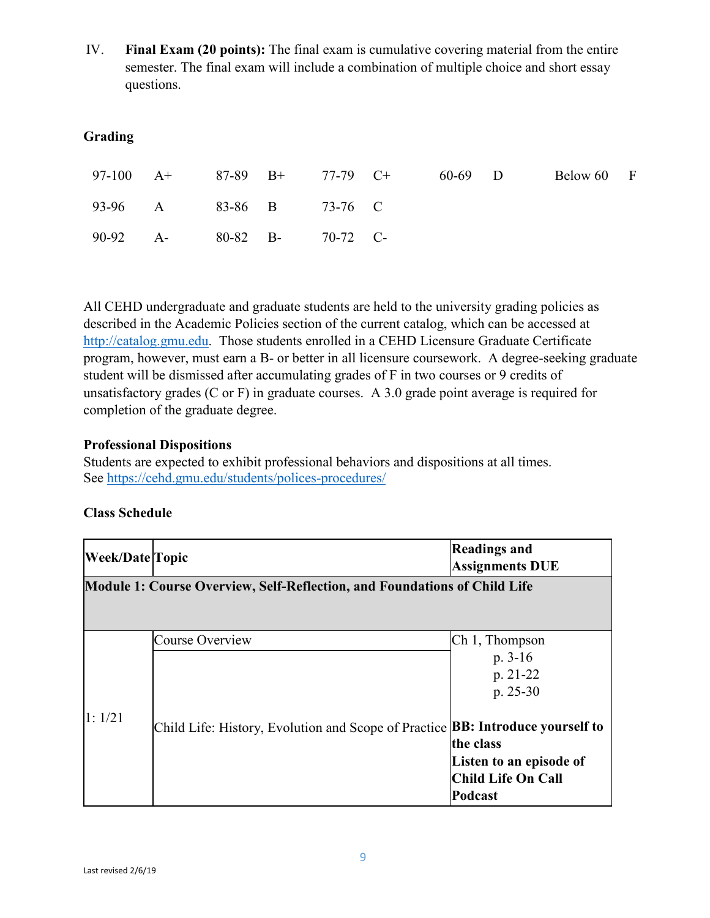IV. **Final Exam (20 points):** The final exam is cumulative covering material from the entire semester. The final exam will include a combination of multiple choice and short essay questions.

**Grading**

| | | | | | | | | | |
|---|---|---|---|---|---|---|---|---|---|
| 97-100 | A+ | 87-89 | B+ | 77-79 | C+ | 60-69 | D | Below 60 | F |
| 93-96 | A | 83-86 | B | 73-76 | C | | | | |
| 90-92 | A- | 80-82 | B- | 70-72 | C- | | | | |

All CEHD undergraduate and graduate students are held to the university grading policies as described in the Academic Policies section of the current catalog, which can be accessed at http://catalog.gmu.edu. Those students enrolled in a CEHD Licensure Graduate Certificate program, however, must earn a B- or better in all licensure coursework. A degree-seeking graduate student will be dismissed after accumulating grades of F in two courses or 9 credits of unsatisfactory grades (C or F) in graduate courses. A 3.0 grade point average is required for completion of the graduate degree.

**Professional Dispositions**
Students are expected to exhibit professional behaviors and dispositions at all times.
See https://cehd.gmu.edu/students/polices-procedures/

**Class Schedule**

| Week/Date | Topic | Readings and Assignments DUE |
|---|---|---|
| **Module 1: Course Overview, Self-Reflection, and Foundations of Child Life** | | |
| 1: 1/21 | Course Overview | Ch 1, Thompson p. 3-16 p. 21-22 p. 25-30 |
| | Child Life: History, Evolution and Scope of Practice | **BB: Introduce yourself to the class** **Listen to an episode of Child Life On Call Podcast** |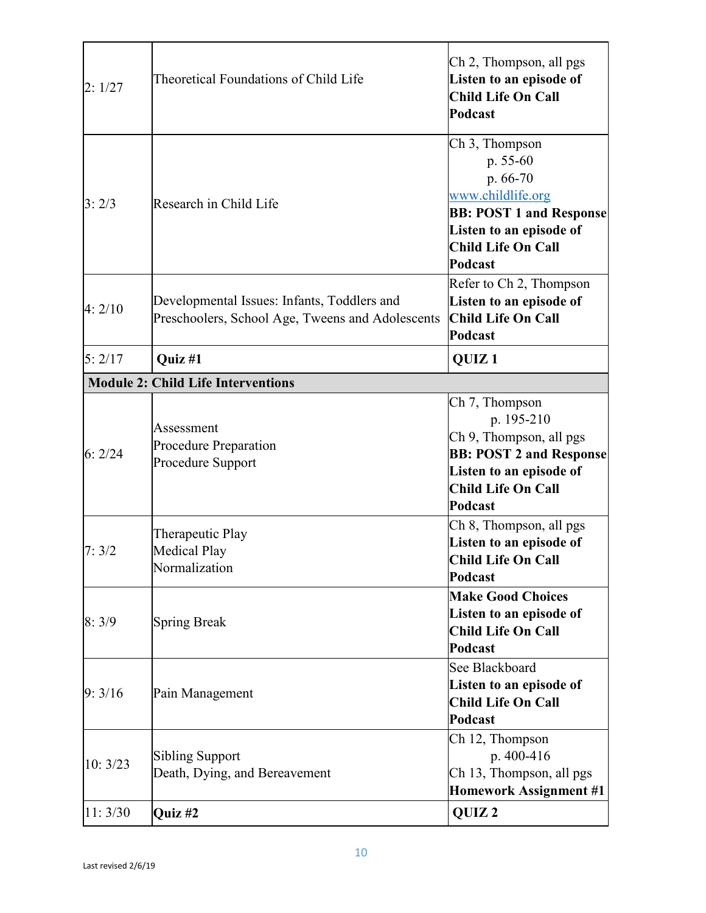| | | |
|---|---|---|
| 2: 1/27 | Theoretical Foundations of Child Life | Ch 2, Thompson, all pgs<br>**Listen to an episode of Child Life On Call Podcast** |
| 3: 2/3 | Research in Child Life | Ch 3, Thompson<br>p. 55-60<br>p. 66-70<br>www.childlife.org<br>**BB: POST 1 and Response**<br>**Listen to an episode of Child Life On Call Podcast** |
| 4: 2/10 | Developmental Issues: Infants, Toddlers and Preschoolers, School Age, Tweens and Adolescents | Refer to Ch 2, Thompson<br>**Listen to an episode of Child Life On Call Podcast** |
| 5: 2/17 | **Quiz #1** | **QUIZ 1** |
| **Module 2: Child Life Interventions** | | |
| 6: 2/24 | Assessment<br>Procedure Preparation<br>Procedure Support | Ch 7, Thompson<br>p. 195-210<br>Ch 9, Thompson, all pgs<br>**BB: POST 2 and Response**<br>**Listen to an episode of Child Life On Call Podcast** |
| 7: 3/2 | Therapeutic Play<br>Medical Play<br>Normalization | Ch 8, Thompson, all pgs<br>**Listen to an episode of Child Life On Call Podcast** |
| 8: 3/9 | Spring Break | **Make Good Choices**<br>**Listen to an episode of Child Life On Call Podcast** |
| 9: 3/16 | Pain Management | See Blackboard<br>**Listen to an episode of Child Life On Call Podcast** |
| 10: 3/23 | Sibling Support<br>Death, Dying, and Bereavement | Ch 12, Thompson<br>p. 400-416<br>Ch 13, Thompson, all pgs<br>**Homework Assignment #1** |
| 11: 3/30 | **Quiz #2** | **QUIZ 2** |

Last revised 2/6/19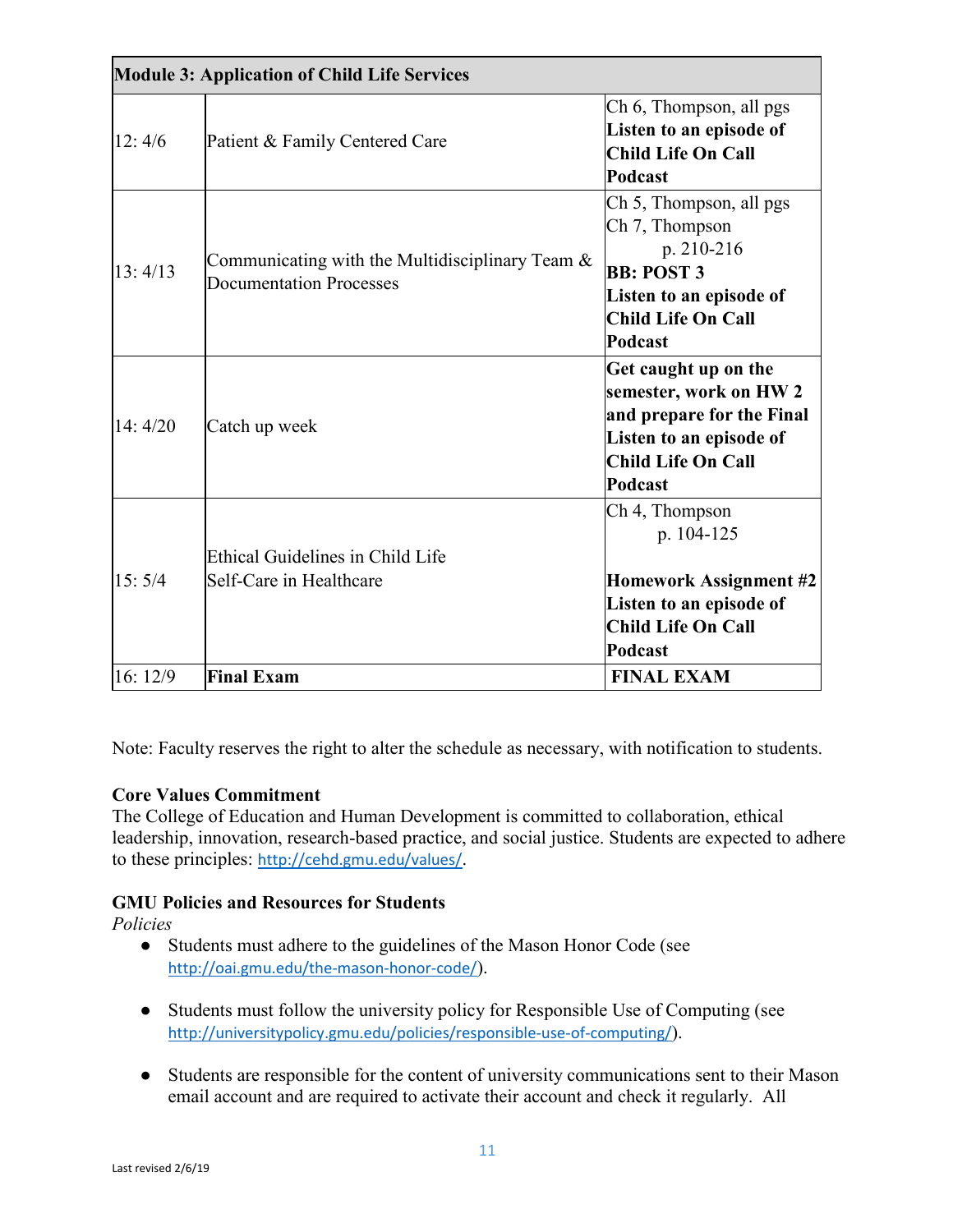| **Module 3: Application of Child Life Services** | | |
|---|---|---|
| 12: 4/6 | Patient & Family Centered Care | Ch 6, Thompson, all pgs **Listen to an episode of Child Life On Call Podcast** |
| 13: 4/13 | Communicating with the Multidisciplinary Team & Documentation Processes | Ch 5, Thompson, all pgs Ch 7, Thompson p. 210-216 **BB: POST 3** **Listen to an episode of Child Life On Call Podcast** |
| 14: 4/20 | Catch up week | **Get caught up on the semester, work on HW 2 and prepare for the Final** **Listen to an episode of Child Life On Call Podcast** |
| 15: 5/4 | Ethical Guidelines in Child Life Self-Care in Healthcare | Ch 4, Thompson p. 104-125 **Homework Assignment #2** **Listen to an episode of Child Life On Call Podcast** |
| 16: 12/9 | **Final Exam** | **FINAL EXAM** |

Note: Faculty reserves the right to alter the schedule as necessary, with notification to students.

**Core Values Commitment**
The College of Education and Human Development is committed to collaboration, ethical leadership, innovation, research-based practice, and social justice. Students are expected to adhere to these principles: http://cehd.gmu.edu/values/.

**GMU Policies and Resources for Students**
*Policies*

- Students must adhere to the guidelines of the Mason Honor Code (see http://oai.gmu.edu/the-mason-honor-code/).
- Students must follow the university policy for Responsible Use of Computing (see http://universitypolicy.gmu.edu/policies/responsible-use-of-computing/).
- Students are responsible for the content of university communications sent to their Mason email account and are required to activate their account and check it regularly. All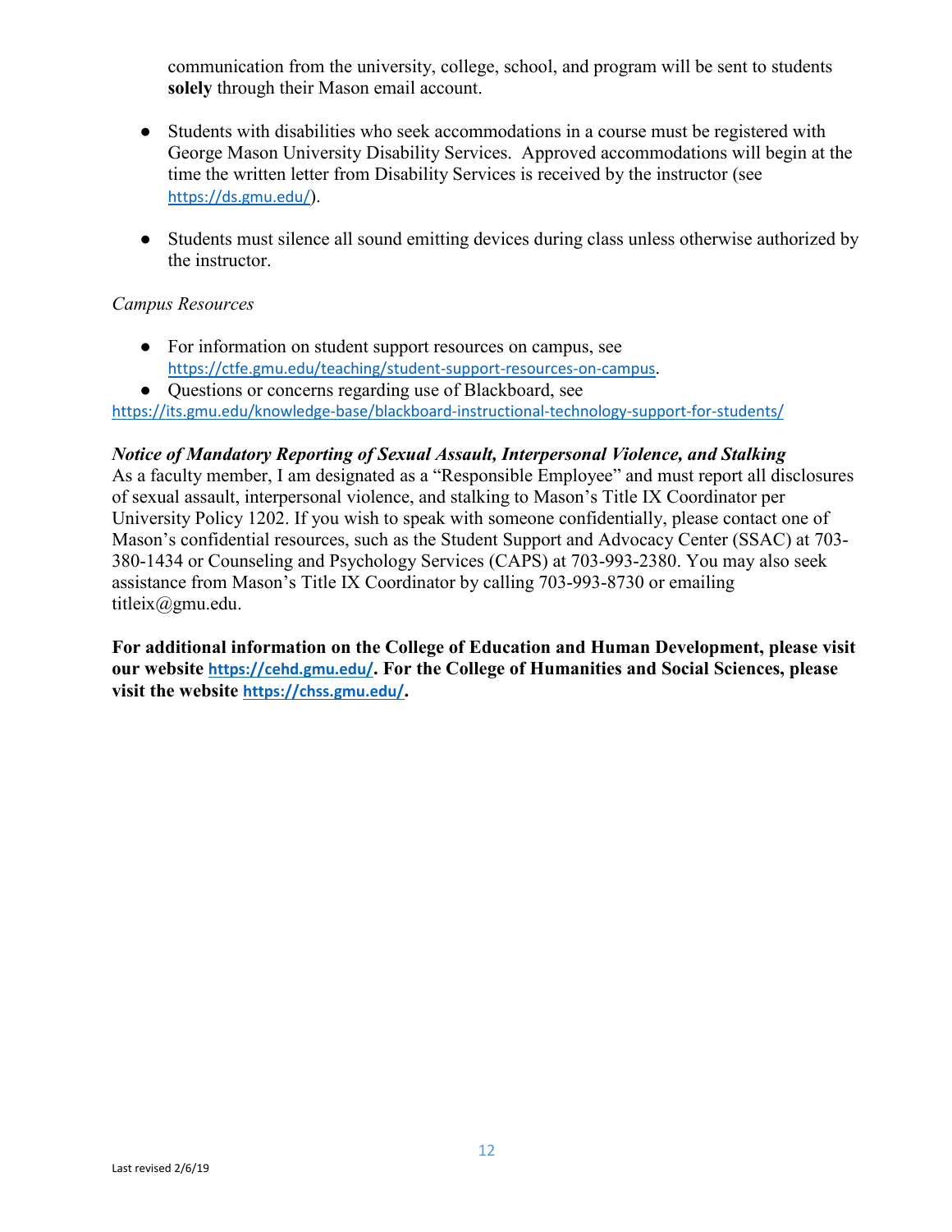communication from the university, college, school, and program will be sent to students **solely** through their Mason email account.

- Students with disabilities who seek accommodations in a course must be registered with George Mason University Disability Services. Approved accommodations will begin at the time the written letter from Disability Services is received by the instructor (see https://ds.gmu.edu/).

- Students must silence all sound emitting devices during class unless otherwise authorized by the instructor.

*Campus Resources*

- For information on student support resources on campus, see https://ctfe.gmu.edu/teaching/student-support-resources-on-campus.
- Questions or concerns regarding use of Blackboard, see https://its.gmu.edu/knowledge-base/blackboard-instructional-technology-support-for-students/

***Notice of Mandatory Reporting of Sexual Assault, Interpersonal Violence, and Stalking***
As a faculty member, I am designated as a "Responsible Employee" and must report all disclosures of sexual assault, interpersonal violence, and stalking to Mason's Title IX Coordinator per University Policy 1202. If you wish to speak with someone confidentially, please contact one of Mason's confidential resources, such as the Student Support and Advocacy Center (SSAC) at 703-380-1434 or Counseling and Psychology Services (CAPS) at 703-993-2380. You may also seek assistance from Mason's Title IX Coordinator by calling 703-993-8730 or emailing titleix@gmu.edu.

**For additional information on the College of Education and Human Development, please visit our website https://cehd.gmu.edu/. For the College of Humanities and Social Sciences, please visit the website https://chss.gmu.edu/.**

Last revised 2/6/19